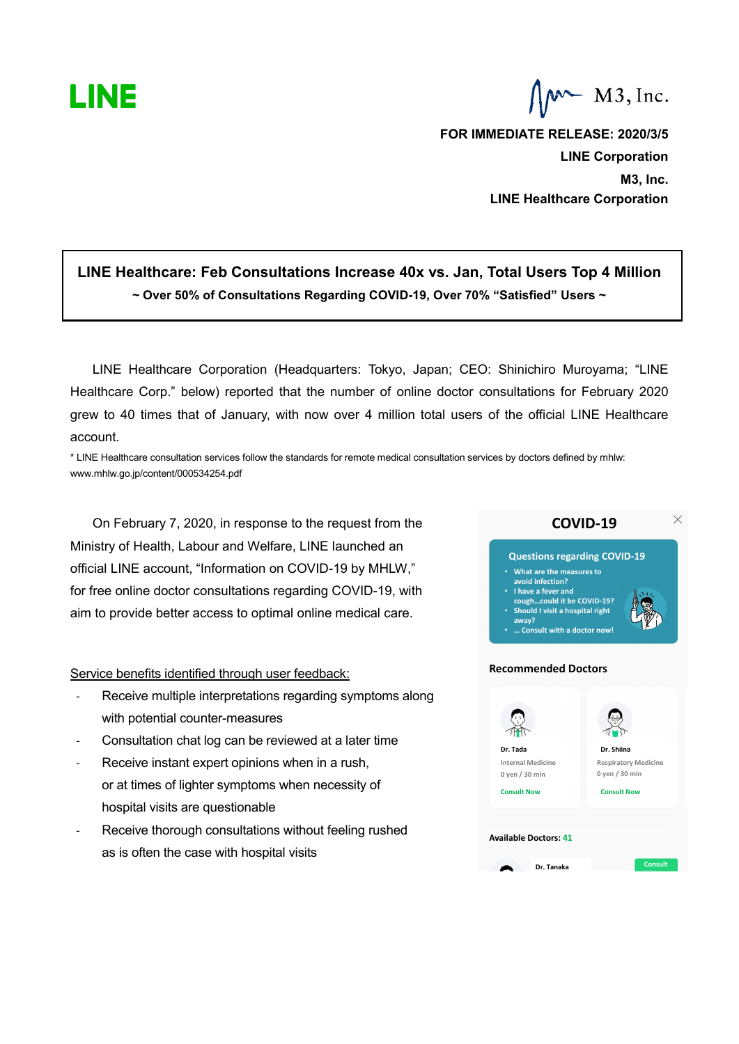LINE

M3, Inc.

**FOR IMMEDIATE RELEASE: 2020/3/5**
**LINE Corporation**
**M3, Inc.**
**LINE Healthcare Corporation**

# LINE Healthcare: Feb Consultations Increase 40x vs. Jan, Total Users Top 4 Million

**~ Over 50% of Consultations Regarding COVID-19, Over 70% "Satisfied" Users ~**

LINE Healthcare Corporation (Headquarters: Tokyo, Japan; CEO: Shinichiro Muroyama; "LINE Healthcare Corp." below) reported that the number of online doctor consultations for February 2020 grew to 40 times that of January, with now over 4 million total users of the official LINE Healthcare account.

* LINE Healthcare consultation services follow the standards for remote medical consultation services by doctors defined by mhlw: www.mhlw.go.jp/content/000534254.pdf

On February 7, 2020, in response to the request from the Ministry of Health, Labour and Welfare, LINE launched an official LINE account, "Information on COVID-19 by MHLW," for free online doctor consultations regarding COVID-19, with aim to provide better access to optimal online medical care.

Service benefits identified through user feedback:

- Receive multiple interpretations regarding symptoms along with potential counter-measures
- Consultation chat log can be reviewed at a later time
- Receive instant expert opinions when in a rush, or at times of lighter symptoms when necessity of hospital visits are questionable
- Receive thorough consultations without feeling rushed as is often the case with hospital visits

**COVID-19**

**Questions regarding COVID-19**
- What are the measures to avoid infection?
- I have a fever and cough...could it be COVID-19?
- Should I visit a hospital right away?
- ... Consult with a doctor now!

**Recommended Doctors**

Dr. Tada
Internal Medicine
0 yen / 30 min
Consult Now

Dr. Shiina
Respiratory Medicine
0 yen / 30 min
Consult Now

**Available Doctors: 41**

Dr. Tanaka
Consult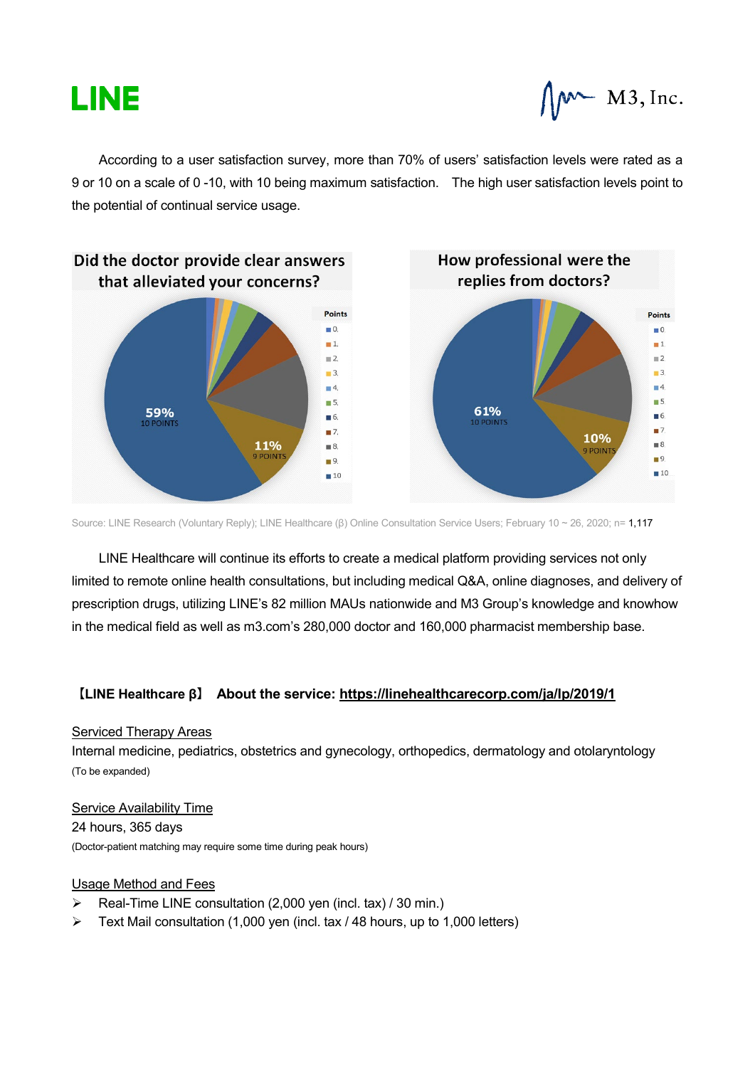LINE

M3, Inc.

According to a user satisfaction survey, more than 70% of users' satisfaction levels were rated as a 9 or 10 on a scale of 0 -10, with 10 being maximum satisfaction. The high user satisfaction levels point to the potential of continual service usage.

Did the doctor provide clear answers that alleviated your concerns?

Points
0.
1.
2.
3.
4.
5.
6.
7.
8.
9.
10

59%
10 POINTS

11%
9 POINTS

How professional were the replies from doctors?

Points
0
1
2
3
4
5
6
7
8
9
10

61%
10 POINTS

10%
9 POINTS

Source: LINE Research (Voluntary Reply); LINE Healthcare (β) Online Consultation Service Users; February 10 ~ 26, 2020; n= 1,117

LINE Healthcare will continue its efforts to create a medical platform providing services not only limited to remote online health consultations, but including medical Q&A, online diagnoses, and delivery of prescription drugs, utilizing LINE's 82 million MAUs nationwide and M3 Group's knowledge and knowhow in the medical field as well as m3.com's 280,000 doctor and 160,000 pharmacist membership base.

**【LINE Healthcare β】 About the service: https://linehealthcarecorp.com/ja/lp/2019/1**

Serviced Therapy Areas

Internal medicine, pediatrics, obstetrics and gynecology, orthopedics, dermatology and otolaryntology
(To be expanded)

Service Availability Time

24 hours, 365 days
(Doctor-patient matching may require some time during peak hours)

Usage Method and Fees

- Real-Time LINE consultation (2,000 yen (incl. tax) / 30 min.)
- Text Mail consultation (1,000 yen (incl. tax / 48 hours, up to 1,000 letters)